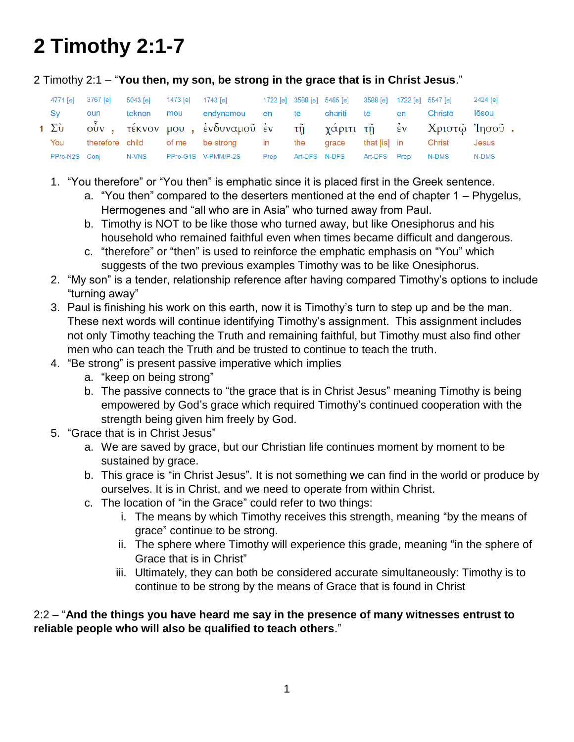# 2 Timothy 2:1-7

2 Timothy 2:1 – "**You then, my son, be strong in the grace that is in Christ Jesus**."

| | 4771 [e] | 3767 [e] | | 5043 [e] | 1473 [e] | | 1743 [e] | 1722 [e] | 3588 [e] | 5485 [e] | 3588 [e] | 1722 [e] | 5547 [e] | 2424 [e] | |
|---|---|---|---|---|---|---|---|---|---|---|---|---|---|---|---|
| | Sy | oun | | teknon | mou | | endynamou | en | tē | chariti | tē | en | Christō | Iēsou | |
| 1 | Σὺ | οὖν | , | τέκνον | μου | , | ἐνδυναμοῦ | ἐν | τῇ | χάριτι | τῇ | ἐν | Χριστῷ | Ἰησοῦ | . |
| | You | therefore | | child | of me | | be strong | in | the | grace | that [is] | in | Christ | Jesus | |
| | PPro-N2S | Conj | | N-VNS | PPro-G1S | | V-PMM/P-2S | Prep | Art-DFS | N-DFS | Art-DFS | Prep | N-DMS | N-DMS | |

1. "You therefore" or "You then" is emphatic since it is placed first in the Greek sentence.
   a. "You then" compared to the deserters mentioned at the end of chapter 1 – Phygelus, Hermogenes and "all who are in Asia" who turned away from Paul.
   b. Timothy is NOT to be like those who turned away, but like Onesiphorus and his household who remained faithful even when times became difficult and dangerous.
   c. "therefore" or "then" is used to reinforce the emphatic emphasis on "You" which suggests of the two previous examples Timothy was to be like Onesiphorus.
2. "My son" is a tender, relationship reference after having compared Timothy's options to include "turning away"
3. Paul is finishing his work on this earth, now it is Timothy's turn to step up and be the man. These next words will continue identifying Timothy's assignment. This assignment includes not only Timothy teaching the Truth and remaining faithful, but Timothy must also find other men who can teach the Truth and be trusted to continue to teach the truth.
4. "Be strong" is present passive imperative which implies
   a. "keep on being strong"
   b. The passive connects to "the grace that is in Christ Jesus" meaning Timothy is being empowered by God's grace which required Timothy's continued cooperation with the strength being given him freely by God.
5. "Grace that is in Christ Jesus"
   a. We are saved by grace, but our Christian life continues moment by moment to be sustained by grace.
   b. This grace is "in Christ Jesus". It is not something we can find in the world or produce by ourselves. It is in Christ, and we need to operate from within Christ.
   c. The location of "in the Grace" could refer to two things:
      i. The means by which Timothy receives this strength, meaning "by the means of grace" continue to be strong.
      ii. The sphere where Timothy will experience this grade, meaning "in the sphere of Grace that is in Christ"
      iii. Ultimately, they can both be considered accurate simultaneously: Timothy is to continue to be strong by the means of Grace that is found in Christ

2:2 – "**And the things you have heard me say in the presence of many witnesses entrust to reliable people who will also be qualified to teach others**."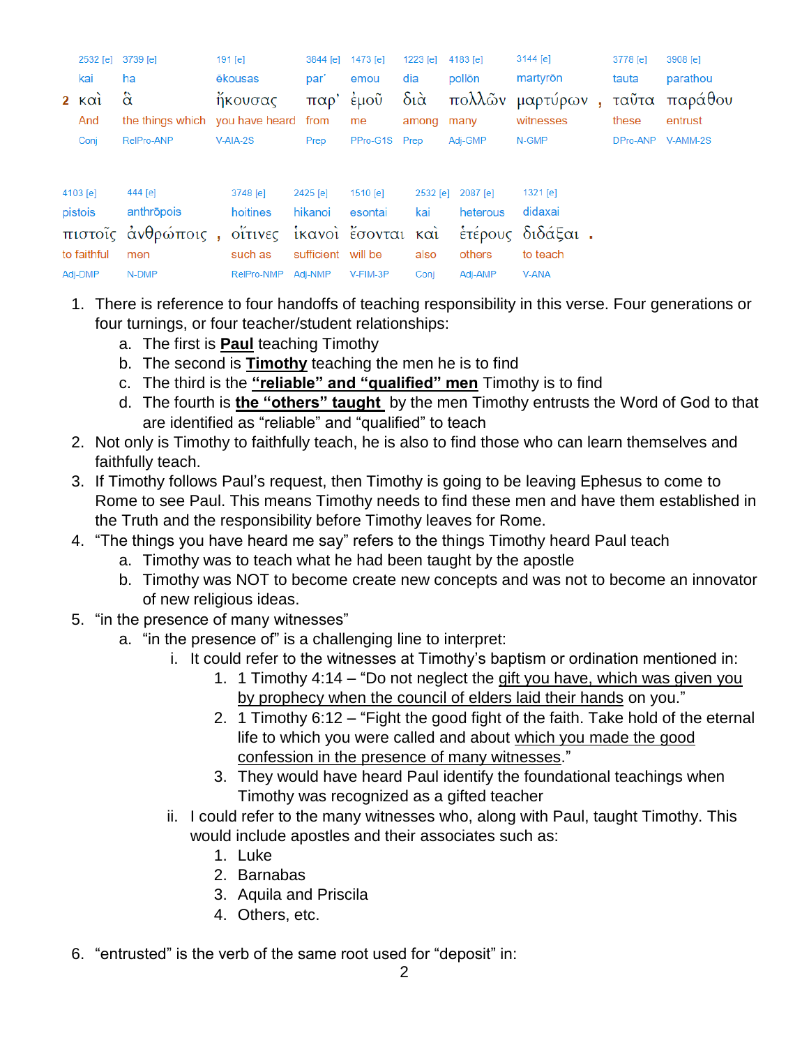| | 2532 [e] | 3739 [e] | 191 [e] | 3844 [e] | 1473 [e] | 1223 [e] | 4183 [e] | 3144 [e] | | 3778 [e] | 3908 [e] |
|---|---|---|---|---|---|---|---|---|---|---|---|
| | kai | ha | ēkousas | par' | emou | dia | pollōn | martyrōn | | tauta | parathou |
| **2** | καὶ | ἃ | ἤκουσας | παρ' | ἐμοῦ | διὰ | πολλῶν | μαρτύρων | , | ταῦτα | παράθου |
| | And | the things which | you have heard | from | me | among | many | witnesses | | these | entrust |
| | Conj | RelPro-ANP | V-AIA-2S | Prep | PPro-G1S | Prep | Adj-GMP | N-GMP | | DPro-ANP | V-AMM-2S |

| 4103 [e] | 444 [e] | | 3748 [e] | 2425 [e] | 1510 [e] | 2532 [e] | 2087 [e] | 1321 [e] | |
|---|---|---|---|---|---|---|---|---|---|
| pistois | anthrōpois | | hoitines | hikanoi | esontai | kai | heterous | didaxai | |
| πιστοῖς | ἀνθρώποις | , | οἵτινες | ἱκανοὶ | ἔσονται | καὶ | ἑτέρους | διδάξαι | . |
| to faithful | men | | such as | sufficient | will be | also | others | to teach | |
| Adj-DMP | N-DMP | | RelPro-NMP | Adj-NMP | V-FIM-3P | Conj | Adj-AMP | V-ANA | |

1. There is reference to four handoffs of teaching responsibility in this verse. Four generations or four turnings, or four teacher/student relationships:
   a. The first is **Paul** teaching Timothy
   b. The second is **Timothy** teaching the men he is to find
   c. The third is the **"reliable" and "qualified" men** Timothy is to find
   d. The fourth is **the "others" taught** by the men Timothy entrusts the Word of God to that are identified as "reliable" and "qualified" to teach
2. Not only is Timothy to faithfully teach, he is also to find those who can learn themselves and faithfully teach.
3. If Timothy follows Paul's request, then Timothy is going to be leaving Ephesus to come to Rome to see Paul. This means Timothy needs to find these men and have them established in the Truth and the responsibility before Timothy leaves for Rome.
4. "The things you have heard me say" refers to the things Timothy heard Paul teach
   a. Timothy was to teach what he had been taught by the apostle
   b. Timothy was NOT to become create new concepts and was not to become an innovator of new religious ideas.
5. "in the presence of many witnesses"
   a. "in the presence of" is a challenging line to interpret:
      i. It could refer to the witnesses at Timothy's baptism or ordination mentioned in:
         1. 1 Timothy 4:14 – "Do not neglect the gift you have, which was given you by prophecy when the council of elders laid their hands on you."
         2. 1 Timothy 6:12 – "Fight the good fight of the faith. Take hold of the eternal life to which you were called and about which you made the good confession in the presence of many witnesses."
         3. They would have heard Paul identify the foundational teachings when Timothy was recognized as a gifted teacher
      ii. I could refer to the many witnesses who, along with Paul, taught Timothy. This would include apostles and their associates such as:
         1. Luke
         2. Barnabas
         3. Aquila and Priscila
         4. Others, etc.
6. "entrusted" is the verb of the same root used for "deposit" in: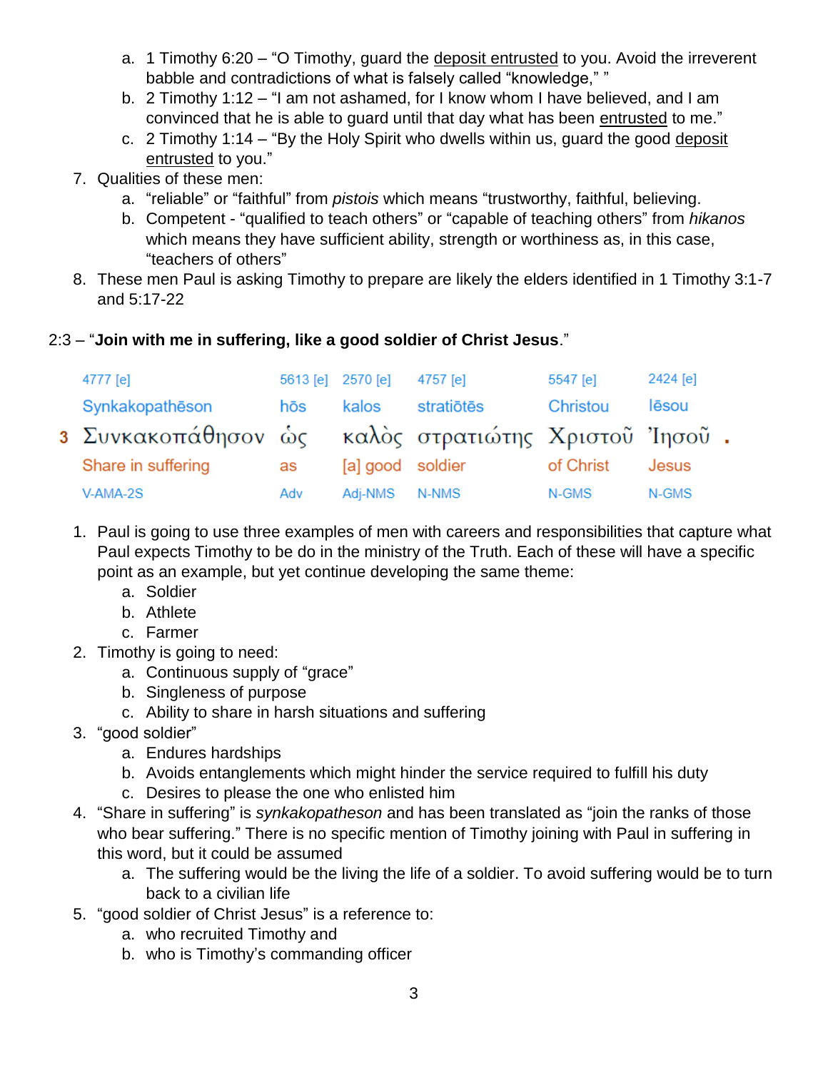a. 1 Timothy 6:20 – "O Timothy, guard the deposit entrusted to you. Avoid the irreverent babble and contradictions of what is falsely called "knowledge," "
   b. 2 Timothy 1:12 – "I am not ashamed, for I know whom I have believed, and I am convinced that he is able to guard until that day what has been entrusted to me."
   c. 2 Timothy 1:14 – "By the Holy Spirit who dwells within us, guard the good deposit entrusted to you."

7. Qualities of these men:
   a. "reliable" or "faithful" from *pistois* which means "trustworthy, faithful, believing.
   b. Competent - "qualified to teach others" or "capable of teaching others" from *hikanos* which means they have sufficient ability, strength or worthiness as, in this case, "teachers of others"
8. These men Paul is asking Timothy to prepare are likely the elders identified in 1 Timothy 3:1-7 and 5:17-22

2:3 – "**Join with me in suffering, like a good soldier of Christ Jesus**."

| | 4777 [e] | 5613 [e] | 2570 [e] | 4757 [e] | 5547 [e] | 2424 [e] |
|---|---|---|---|---|---|---|
| | Synkakopathēson | hōs | kalos | stratiōtēs | Christou | Iēsou |
| 3 | Συνκακοπάθησον | ὡς | καλὸς | στρατιώτης | Χριστοῦ | Ἰησοῦ . |
| | Share in suffering | as | [a] good | soldier | of Christ | Jesus |
| | V-AMA-2S | Adv | Adj-NMS | N-NMS | N-GMS | N-GMS |

1. Paul is going to use three examples of men with careers and responsibilities that capture what Paul expects Timothy to be do in the ministry of the Truth. Each of these will have a specific point as an example, but yet continue developing the same theme:
   a. Soldier
   b. Athlete
   c. Farmer
2. Timothy is going to need:
   a. Continuous supply of "grace"
   b. Singleness of purpose
   c. Ability to share in harsh situations and suffering
3. "good soldier"
   a. Endures hardships
   b. Avoids entanglements which might hinder the service required to fulfill his duty
   c. Desires to please the one who enlisted him
4. "Share in suffering" is *synkakopatheson* and has been translated as "join the ranks of those who bear suffering." There is no specific mention of Timothy joining with Paul in suffering in this word, but it could be assumed
   a. The suffering would be the living the life of a soldier. To avoid suffering would be to turn back to a civilian life
5. "good soldier of Christ Jesus" is a reference to:
   a. who recruited Timothy and
   b. who is Timothy's commanding officer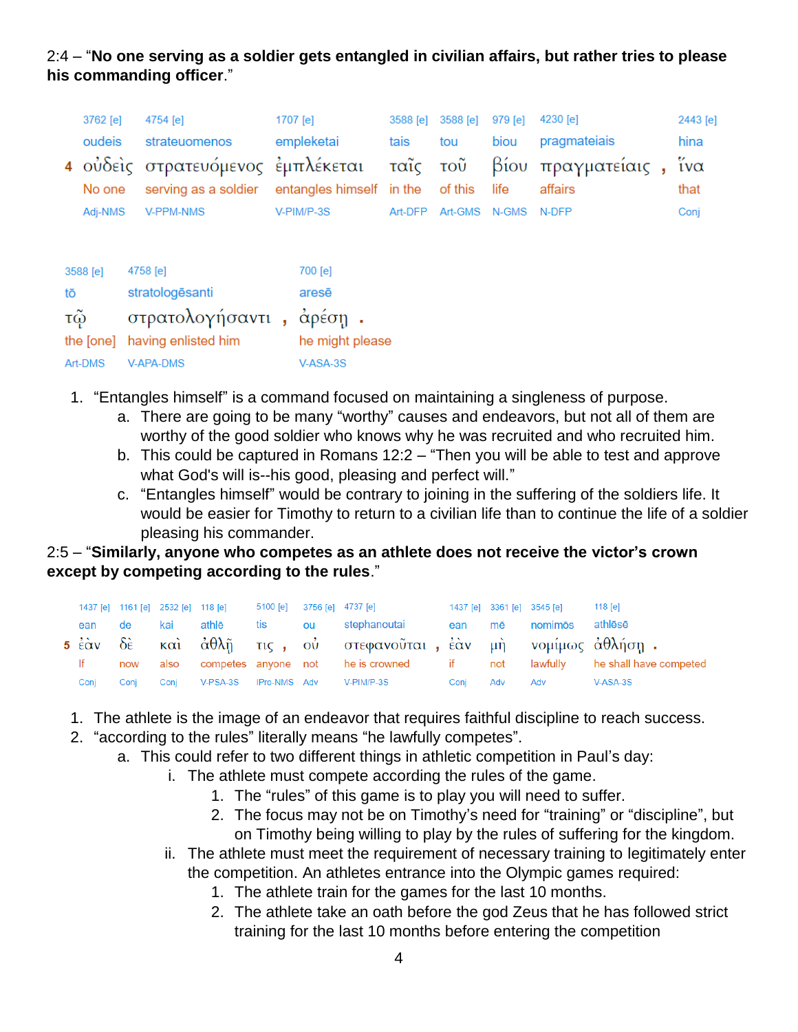2:4 – "**No one serving as a soldier gets entangled in civilian affairs, but rather tries to please his commanding officer**."

| | 3762 [e] | 4754 [e] | 1707 [e] | 3588 [e] | 3588 [e] | 979 [e] | 4230 [e] | | 2443 [e] |
|---|---|---|---|---|---|---|---|---|---|
| | oudeis | strateuomenos | empleketai | tais | tou | biou | pragmateiais | | hina |
| 4 | οὐδεὶς | στρατευόμενος | ἐμπλέκεται | ταῖς | τοῦ | βίου | πραγματείαις | , | ἵνα |
| | No one | serving as a soldier | entangles himself | in the | of this | life | affairs | | that |
| | Adj-NMS | V-PPM-NMS | V-PIM/P-3S | Art-DFP | Art-GMS | N-GMS | N-DFP | | Conj |

| 3588 [e] | 4758 [e] | | 700 [e] | |
|---|---|---|---|---|
| tō | stratologēsanti | | aresē | |
| τῷ | στρατολογήσαντι | , | ἀρέσῃ | . |
| the [one] | having enlisted him | | he might please | |
| Art-DMS | V-APA-DMS | | V-ASA-3S | |

1. "Entangles himself" is a command focused on maintaining a singleness of purpose.
   a. There are going to be many "worthy" causes and endeavors, but not all of them are worthy of the good soldier who knows why he was recruited and who recruited him.
   b. This could be captured in Romans 12:2 – "Then you will be able to test and approve what God's will is--his good, pleasing and perfect will."
   c. "Entangles himself" would be contrary to joining in the suffering of the soldiers life. It would be easier for Timothy to return to a civilian life than to continue the life of a soldier pleasing his commander.

2:5 – "**Similarly, anyone who competes as an athlete does not receive the victor's crown except by competing according to the rules**."

| | 1437 [e] | 1161 [e] | 2532 [e] | 118 [e] | 5100 [e] | | 3756 [e] | 4737 [e] | | 1437 [e] | 3361 [e] | 3545 [e] | 118 [e] | |
|---|---|---|---|---|---|---|---|---|---|---|---|---|---|---|
| | ean | de | kai | athlē | tis | | ou | stephanoutai | | ean | mē | nomimōs | athlēsē | |
| 5 | ἐὰν | δὲ | καὶ | ἀθλῇ | τις | , | οὐ | στεφανοῦται | , | ἐὰν | μὴ | νομίμως | ἀθλήσῃ | . |
| | If | now | also | competes | anyone | | not | he is crowned | | if | not | lawfully | he shall have competed | |
| | Conj | Conj | Conj | V-PSA-3S | IPro-NMS | | Adv | V-PIM/P-3S | | Conj | Adv | Adv | V-ASA-3S | |

1. The athlete is the image of an endeavor that requires faithful discipline to reach success.
2. "according to the rules" literally means "he lawfully competes".
   a. This could refer to two different things in athletic competition in Paul's day:
      i. The athlete must compete according the rules of the game.
         1. The "rules" of this game is to play you will need to suffer.
         2. The focus may not be on Timothy's need for "training" or "discipline", but on Timothy being willing to play by the rules of suffering for the kingdom.
      ii. The athlete must meet the requirement of necessary training to legitimately enter the competition. An athletes entrance into the Olympic games required:
         1. The athlete train for the games for the last 10 months.
         2. The athlete take an oath before the god Zeus that he has followed strict training for the last 10 months before entering the competition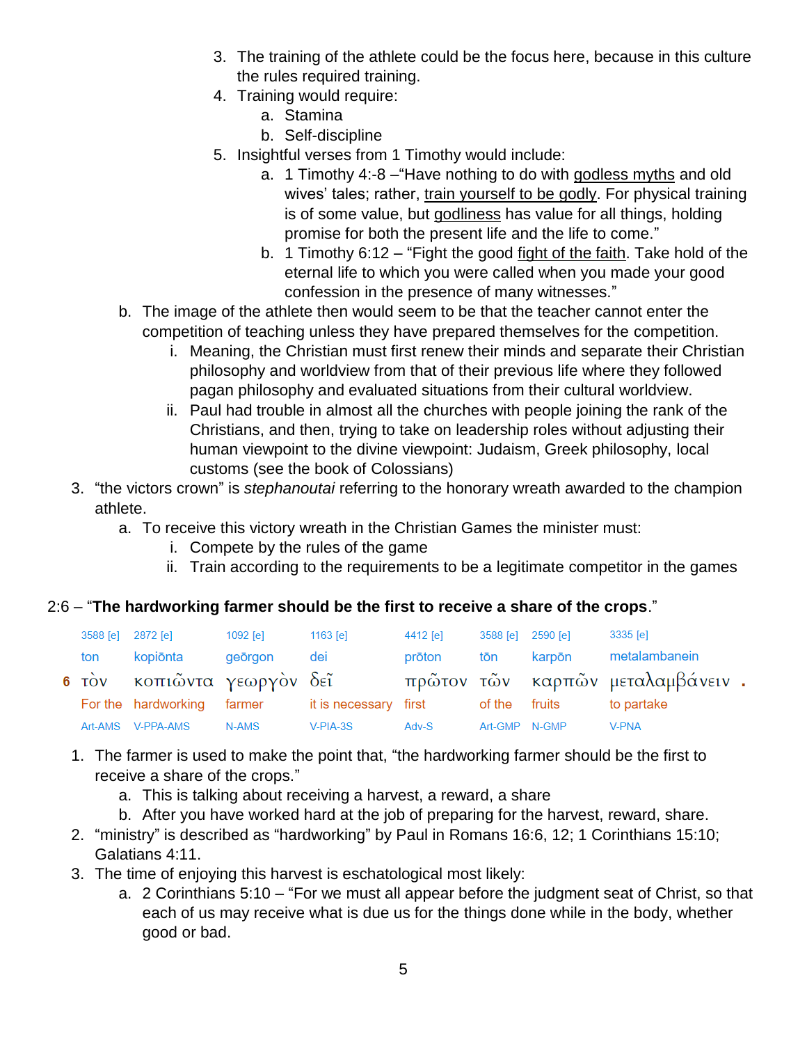3. The training of the athlete could be the focus here, because in this culture the rules required training.
4. Training would require:
    a. Stamina
    b. Self-discipline
5. Insightful verses from 1 Timothy would include:
    a. 1 Timothy 4:-8 –"Have nothing to do with godless myths and old wives' tales; rather, train yourself to be godly. For physical training is of some value, but godliness has value for all things, holding promise for both the present life and the life to come."
    b. 1 Timothy 6:12 – "Fight the good fight of the faith. Take hold of the eternal life to which you were called when you made your good confession in the presence of many witnesses."

b. The image of the athlete then would seem to be that the teacher cannot enter the competition of teaching unless they have prepared themselves for the competition.
    i. Meaning, the Christian must first renew their minds and separate their Christian philosophy and worldview from that of their previous life where they followed pagan philosophy and evaluated situations from their cultural worldview.
    ii. Paul had trouble in almost all the churches with people joining the rank of the Christians, and then, trying to take on leadership roles without adjusting their human viewpoint to the divine viewpoint: Judaism, Greek philosophy, local customs (see the book of Colossians)

3. "the victors crown" is *stephanoutai* referring to the honorary wreath awarded to the champion athlete.
    a. To receive this victory wreath in the Christian Games the minister must:
        i. Compete by the rules of the game
        ii. Train according to the requirements to be a legitimate competitor in the games

2:6 – "**The hardworking farmer should be the first to receive a share of the crops**."

| | | | | | | | | |
|---|---|---|---|---|---|---|---|---|
| | 3588 [e] | 2872 [e] | 1092 [e] | 1163 [e] | 4412 [e] | 3588 [e] | 2590 [e] | 3335 [e] |
| | ton | kopiōnta | geōrgon | dei | prōton | tōn | karpōn | metalambanein |
| 6 | τὸν | κοπιῶντα | γεωργὸν | δεῖ | πρῶτον | τῶν | καρπῶν | μεταλαμβάνειν . |
| | For the | hardworking | farmer | it is necessary | first | of the | fruits | to partake |
| | Art-AMS | V-PPA-AMS | N-AMS | V-PIA-3S | Adv-S | Art-GMP | N-GMP | V-PNA |

1. The farmer is used to make the point that, "the hardworking farmer should be the first to receive a share of the crops."
    a. This is talking about receiving a harvest, a reward, a share
    b. After you have worked hard at the job of preparing for the harvest, reward, share.
2. "ministry" is described as "hardworking" by Paul in Romans 16:6, 12; 1 Corinthians 15:10; Galatians 4:11.
3. The time of enjoying this harvest is eschatological most likely:
    a. 2 Corinthians 5:10 – "For we must all appear before the judgment seat of Christ, so that each of us may receive what is due us for the things done while in the body, whether good or bad.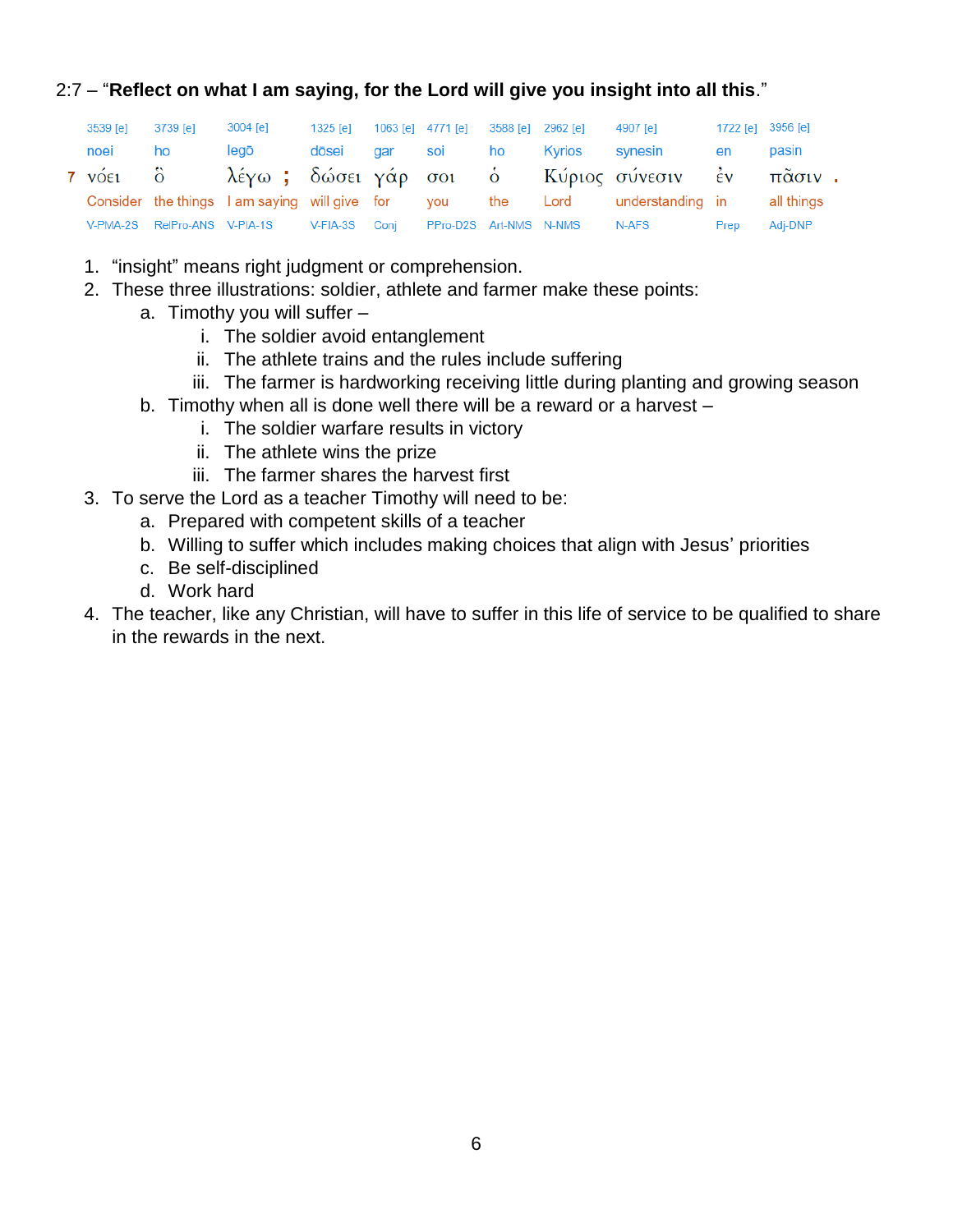2:7 – “**Reflect on what I am saying, for the Lord will give you insight into all this**.”

| | | | | | | | | | | | |
|---|---|---|---|---|---|---|---|---|---|---|---|
| | 3539 [e] | 3739 [e] | 3004 [e] | 1325 [e] | 1063 [e] | 4771 [e] | 3588 [e] | 2962 [e] | 4907 [e] | 1722 [e] | 3956 [e] |
| | noei | ho | legō | dōsei | gar | soi | ho | Kyrios | synesin | en | pasin |
| 7 | νόει | ὃ | λέγω ; | δώσει | γάρ | σοι | ὁ | Κύριος | σύνεσιν | ἐν | πᾶσιν . |
| | Consider | the things | I am saying | will give | for | you | the | Lord | understanding | in | all things |
| | V-PMA-2S | RelPro-ANS | V-PIA-1S | V-FIA-3S | Conj | PPro-D2S | Art-NMS | N-NMS | N-AFS | Prep | Adj-DNP |

1. “insight” means right judgment or comprehension.
2. These three illustrations: soldier, athlete and farmer make these points:
   a. Timothy you will suffer –
      i. The soldier avoid entanglement
      ii. The athlete trains and the rules include suffering
      iii. The farmer is hardworking receiving little during planting and growing season
   b. Timothy when all is done well there will be a reward or a harvest –
      i. The soldier warfare results in victory
      ii. The athlete wins the prize
      iii. The farmer shares the harvest first
3. To serve the Lord as a teacher Timothy will need to be:
   a. Prepared with competent skills of a teacher
   b. Willing to suffer which includes making choices that align with Jesus’ priorities
   c. Be self-disciplined
   d. Work hard
4. The teacher, like any Christian, will have to suffer in this life of service to be qualified to share in the rewards in the next.